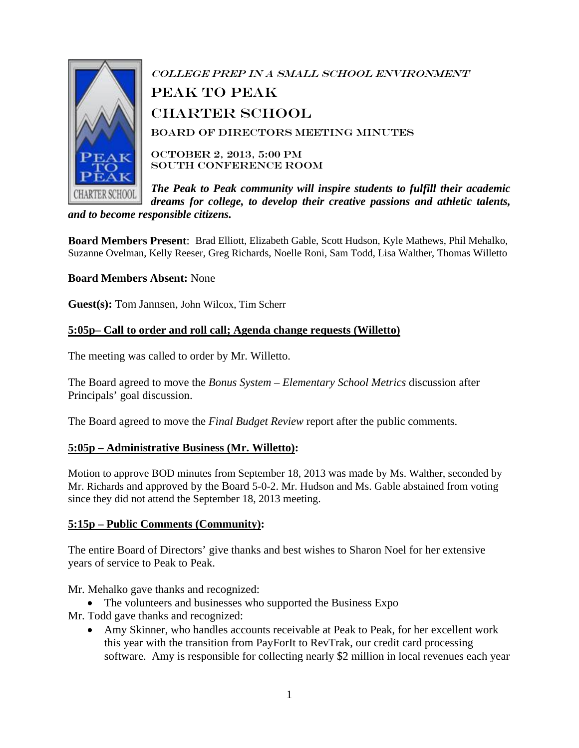College Prep in a Small School Environment

# Peak to Peak Charter School

## Board of Directors Meeting Minutes

October 2, 2013, 5:00 PM
South Conference Room

***The Peak to Peak community will inspire students to fulfill their academic dreams for college, to develop their creative passions and athletic talents, and to become responsible citizens.***

**Board Members Present**: Brad Elliott, Elizabeth Gable, Scott Hudson, Kyle Mathews, Phil Mehalko, Suzanne Ovelman, Kelly Reeser, Greg Richards, Noelle Roni, Sam Todd, Lisa Walther, Thomas Willetto

**Board Members Absent:** None

**Guest(s):** Tom Jannsen, John Wilcox, Tim Scherr

### 5:05p– Call to order and roll call; Agenda change requests (Willetto)

The meeting was called to order by Mr. Willetto.

The Board agreed to move the *Bonus System – Elementary School Metrics* discussion after Principals' goal discussion.

The Board agreed to move the *Final Budget Review* report after the public comments.

### 5:05p – Administrative Business (Mr. Willetto):

Motion to approve BOD minutes from September 18, 2013 was made by Ms. Walther, seconded by Mr. Richards and approved by the Board 5-0-2. Mr. Hudson and Ms. Gable abstained from voting since they did not attend the September 18, 2013 meeting.

### 5:15p – Public Comments (Community):

The entire Board of Directors' give thanks and best wishes to Sharon Noel for her extensive years of service to Peak to Peak.

Mr. Mehalko gave thanks and recognized:

- The volunteers and businesses who supported the Business Expo

Mr. Todd gave thanks and recognized:

- Amy Skinner, who handles accounts receivable at Peak to Peak, for her excellent work this year with the transition from PayForIt to RevTrak, our credit card processing software. Amy is responsible for collecting nearly $2 million in local revenues each year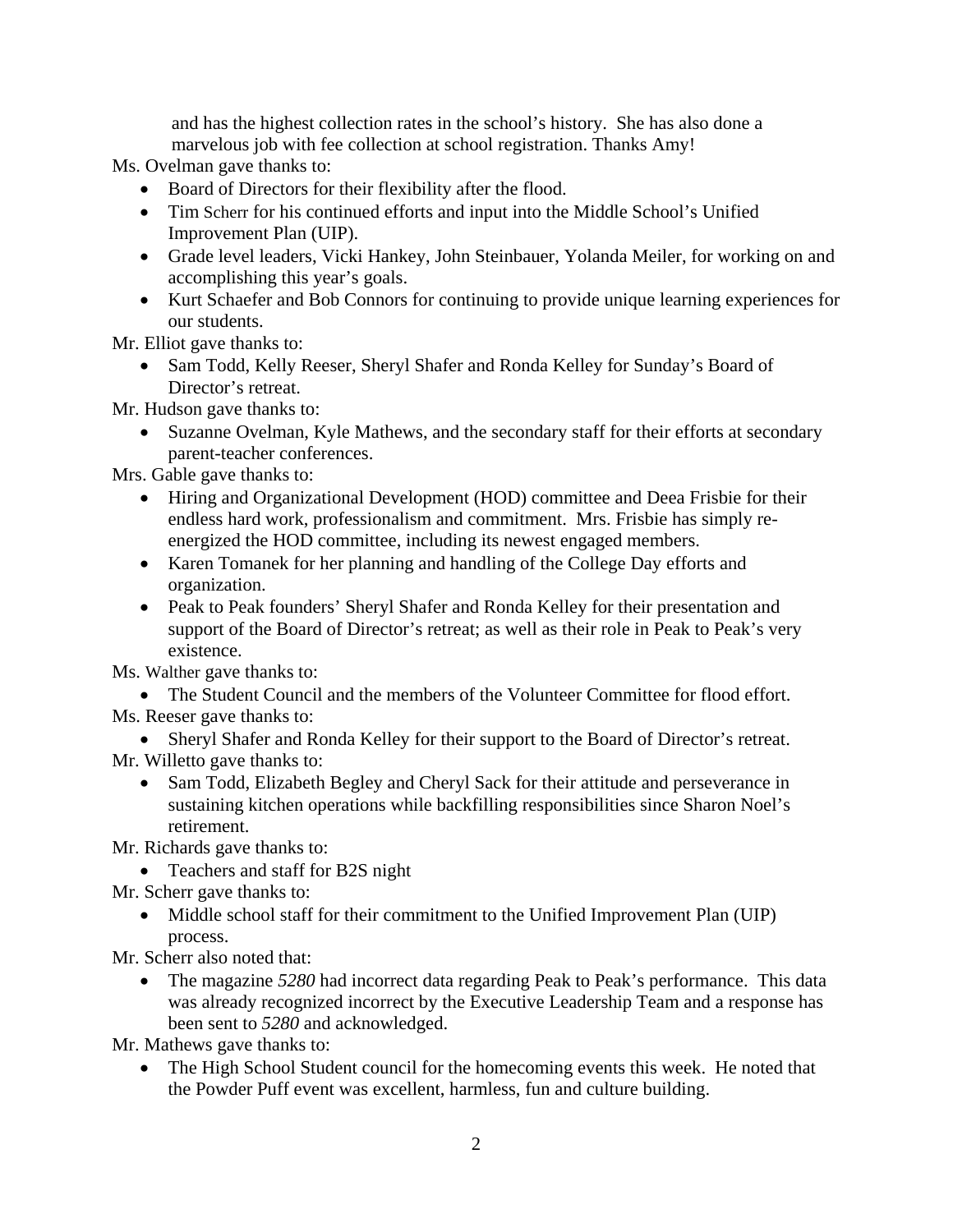and has the highest collection rates in the school's history. She has also done a marvelous job with fee collection at school registration. Thanks Amy!

Ms. Ovelman gave thanks to:

- Board of Directors for their flexibility after the flood.
- Tim Scherr for his continued efforts and input into the Middle School's Unified Improvement Plan (UIP).
- Grade level leaders, Vicki Hankey, John Steinbauer, Yolanda Meiler, for working on and accomplishing this year's goals.
- Kurt Schaefer and Bob Connors for continuing to provide unique learning experiences for our students.

Mr. Elliot gave thanks to:

- Sam Todd, Kelly Reeser, Sheryl Shafer and Ronda Kelley for Sunday's Board of Director's retreat.

Mr. Hudson gave thanks to:

- Suzanne Ovelman, Kyle Mathews, and the secondary staff for their efforts at secondary parent-teacher conferences.

Mrs. Gable gave thanks to:

- Hiring and Organizational Development (HOD) committee and Deea Frisbie for their endless hard work, professionalism and commitment. Mrs. Frisbie has simply re-energized the HOD committee, including its newest engaged members.
- Karen Tomanek for her planning and handling of the College Day efforts and organization.
- Peak to Peak founders' Sheryl Shafer and Ronda Kelley for their presentation and support of the Board of Director's retreat; as well as their role in Peak to Peak's very existence.

Ms. Walther gave thanks to:

- The Student Council and the members of the Volunteer Committee for flood effort.

Ms. Reeser gave thanks to:

- Sheryl Shafer and Ronda Kelley for their support to the Board of Director's retreat.

Mr. Willetto gave thanks to:

- Sam Todd, Elizabeth Begley and Cheryl Sack for their attitude and perseverance in sustaining kitchen operations while backfilling responsibilities since Sharon Noel's retirement.

Mr. Richards gave thanks to:

- Teachers and staff for B2S night

Mr. Scherr gave thanks to:

- Middle school staff for their commitment to the Unified Improvement Plan (UIP) process.

Mr. Scherr also noted that:

- The magazine *5280* had incorrect data regarding Peak to Peak's performance. This data was already recognized incorrect by the Executive Leadership Team and a response has been sent to *5280* and acknowledged.

Mr. Mathews gave thanks to:

- The High School Student council for the homecoming events this week. He noted that the Powder Puff event was excellent, harmless, fun and culture building.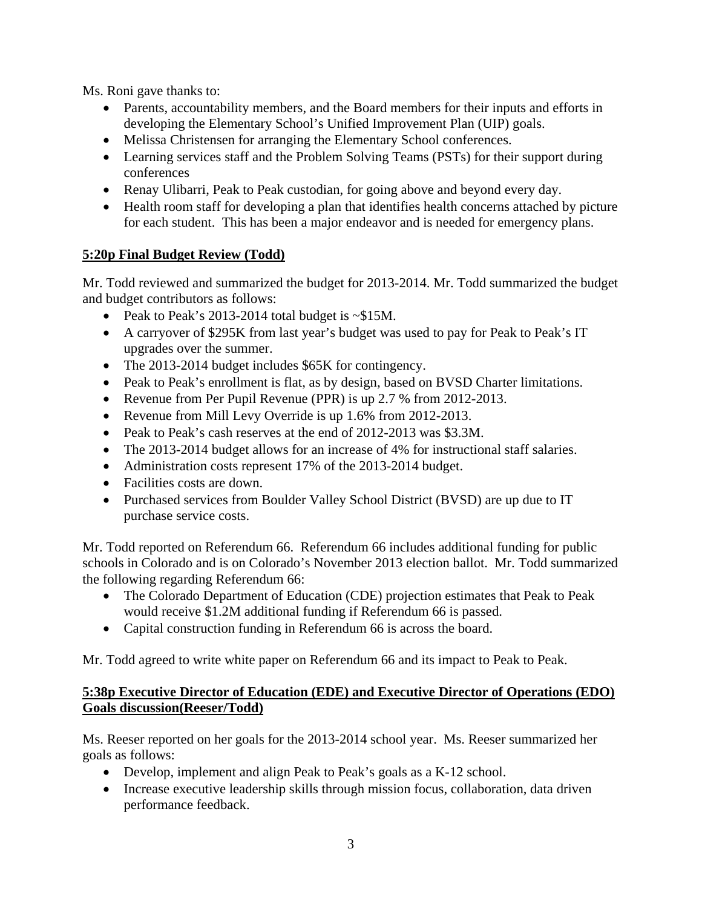Ms. Roni gave thanks to:

- Parents, accountability members, and the Board members for their inputs and efforts in developing the Elementary School's Unified Improvement Plan (UIP) goals.
- Melissa Christensen for arranging the Elementary School conferences.
- Learning services staff and the Problem Solving Teams (PSTs) for their support during conferences
- Renay Ulibarri, Peak to Peak custodian, for going above and beyond every day.
- Health room staff for developing a plan that identifies health concerns attached by picture for each student. This has been a major endeavor and is needed for emergency plans.

**5:20p Final Budget Review (Todd)**

Mr. Todd reviewed and summarized the budget for 2013-2014. Mr. Todd summarized the budget and budget contributors as follows:

- Peak to Peak's 2013-2014 total budget is ~$15M.
- A carryover of $295K from last year's budget was used to pay for Peak to Peak's IT upgrades over the summer.
- The 2013-2014 budget includes $65K for contingency.
- Peak to Peak's enrollment is flat, as by design, based on BVSD Charter limitations.
- Revenue from Per Pupil Revenue (PPR) is up 2.7 % from 2012-2013.
- Revenue from Mill Levy Override is up 1.6% from 2012-2013.
- Peak to Peak's cash reserves at the end of 2012-2013 was $3.3M.
- The 2013-2014 budget allows for an increase of 4% for instructional staff salaries.
- Administration costs represent 17% of the 2013-2014 budget.
- Facilities costs are down.
- Purchased services from Boulder Valley School District (BVSD) are up due to IT purchase service costs.

Mr. Todd reported on Referendum 66. Referendum 66 includes additional funding for public schools in Colorado and is on Colorado's November 2013 election ballot. Mr. Todd summarized the following regarding Referendum 66:

- The Colorado Department of Education (CDE) projection estimates that Peak to Peak would receive $1.2M additional funding if Referendum 66 is passed.
- Capital construction funding in Referendum 66 is across the board.

Mr. Todd agreed to write white paper on Referendum 66 and its impact to Peak to Peak.

**5:38p Executive Director of Education (EDE) and Executive Director of Operations (EDO) Goals discussion(Reeser/Todd)**

Ms. Reeser reported on her goals for the 2013-2014 school year. Ms. Reeser summarized her goals as follows:

- Develop, implement and align Peak to Peak's goals as a K-12 school.
- Increase executive leadership skills through mission focus, collaboration, data driven performance feedback.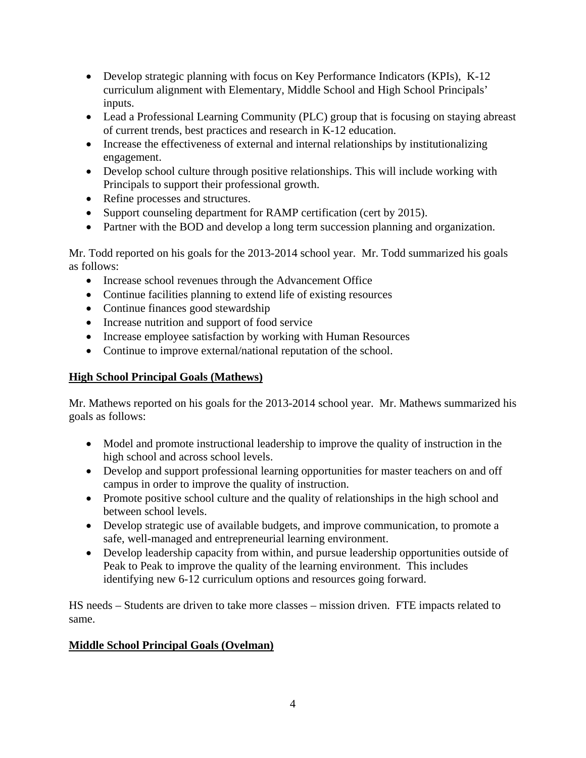- Develop strategic planning with focus on Key Performance Indicators (KPIs),  K-12 curriculum alignment with Elementary, Middle School and High School Principals' inputs.
- Lead a Professional Learning Community (PLC) group that is focusing on staying abreast of current trends, best practices and research in K-12 education.
- Increase the effectiveness of external and internal relationships by institutionalizing engagement.
- Develop school culture through positive relationships. This will include working with Principals to support their professional growth.
- Refine processes and structures.
- Support counseling department for RAMP certification (cert by 2015).
- Partner with the BOD and develop a long term succession planning and organization.

Mr. Todd reported on his goals for the 2013-2014 school year.  Mr. Todd summarized his goals as follows:

- Increase school revenues through the Advancement Office
- Continue facilities planning to extend life of existing resources
- Continue finances good stewardship
- Increase nutrition and support of food service
- Increase employee satisfaction by working with Human Resources
- Continue to improve external/national reputation of the school.

**<u>High School Principal Goals (Mathews)</u>**

Mr. Mathews reported on his goals for the 2013-2014 school year.  Mr. Mathews summarized his goals as follows:

- Model and promote instructional leadership to improve the quality of instruction in the high school and across school levels.
- Develop and support professional learning opportunities for master teachers on and off campus in order to improve the quality of instruction.
- Promote positive school culture and the quality of relationships in the high school and between school levels.
- Develop strategic use of available budgets, and improve communication, to promote a safe, well-managed and entrepreneurial learning environment.
- Develop leadership capacity from within, and pursue leadership opportunities outside of Peak to Peak to improve the quality of the learning environment.  This includes identifying new 6-12 curriculum options and resources going forward.

HS needs – Students are driven to take more classes – mission driven.  FTE impacts related to same.

**<u>Middle School Principal Goals (Ovelman)</u>**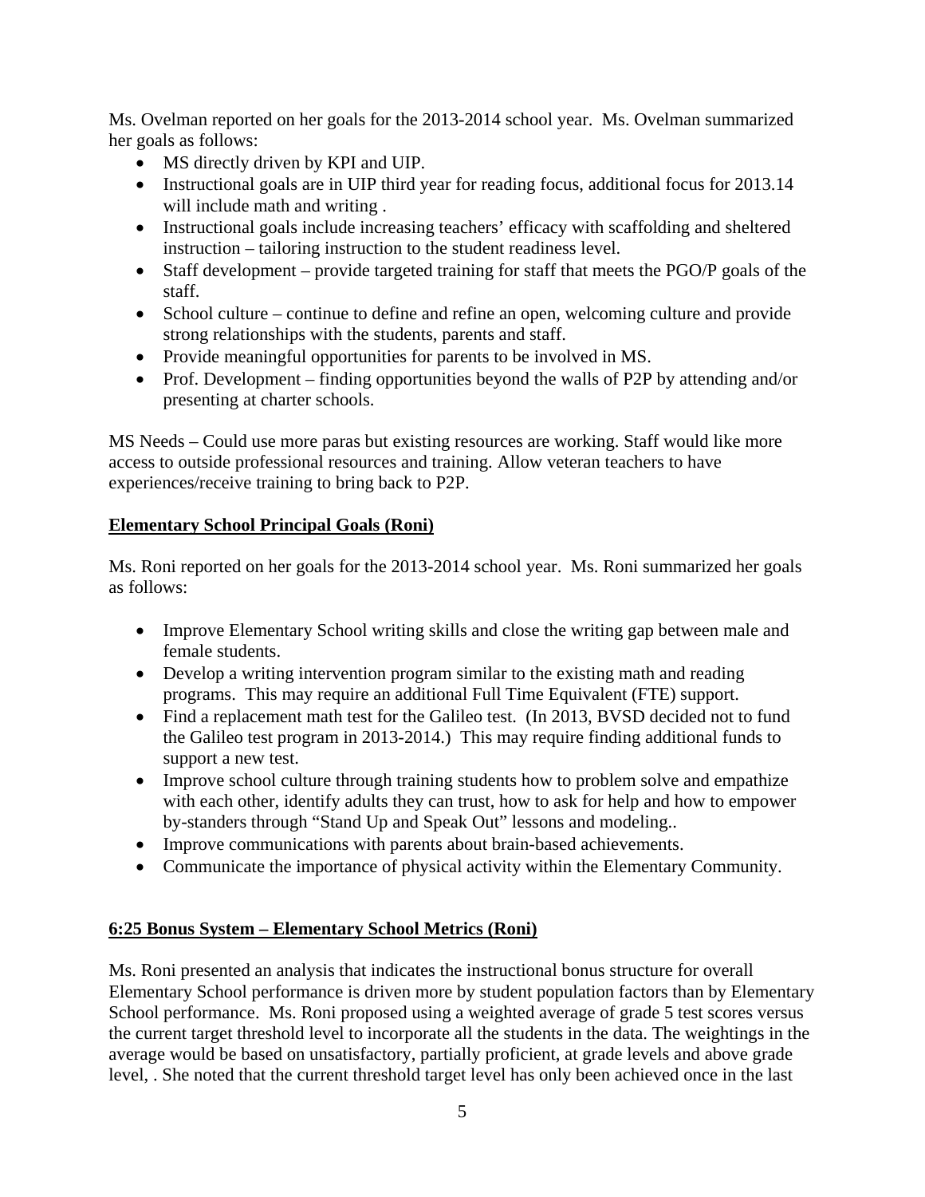Ms. Ovelman reported on her goals for the 2013-2014 school year. Ms. Ovelman summarized her goals as follows:

- MS directly driven by KPI and UIP.
- Instructional goals are in UIP third year for reading focus, additional focus for 2013.14 will include math and writing .
- Instructional goals include increasing teachers' efficacy with scaffolding and sheltered instruction – tailoring instruction to the student readiness level.
- Staff development – provide targeted training for staff that meets the PGO/P goals of the staff.
- School culture – continue to define and refine an open, welcoming culture and provide strong relationships with the students, parents and staff.
- Provide meaningful opportunities for parents to be involved in MS.
- Prof. Development – finding opportunities beyond the walls of P2P by attending and/or presenting at charter schools.

MS Needs – Could use more paras but existing resources are working. Staff would like more access to outside professional resources and training. Allow veteran teachers to have experiences/receive training to bring back to P2P.

**Elementary School Principal Goals (Roni)**

Ms. Roni reported on her goals for the 2013-2014 school year. Ms. Roni summarized her goals as follows:

- Improve Elementary School writing skills and close the writing gap between male and female students.
- Develop a writing intervention program similar to the existing math and reading programs. This may require an additional Full Time Equivalent (FTE) support.
- Find a replacement math test for the Galileo test. (In 2013, BVSD decided not to fund the Galileo test program in 2013-2014.) This may require finding additional funds to support a new test.
- Improve school culture through training students how to problem solve and empathize with each other, identify adults they can trust, how to ask for help and how to empower by-standers through "Stand Up and Speak Out" lessons and modeling..
- Improve communications with parents about brain-based achievements.
- Communicate the importance of physical activity within the Elementary Community.

**6:25 Bonus System – Elementary School Metrics (Roni)**

Ms. Roni presented an analysis that indicates the instructional bonus structure for overall Elementary School performance is driven more by student population factors than by Elementary School performance. Ms. Roni proposed using a weighted average of grade 5 test scores versus the current target threshold level to incorporate all the students in the data. The weightings in the average would be based on unsatisfactory, partially proficient, at grade levels and above grade level, . She noted that the current threshold target level has only been achieved once in the last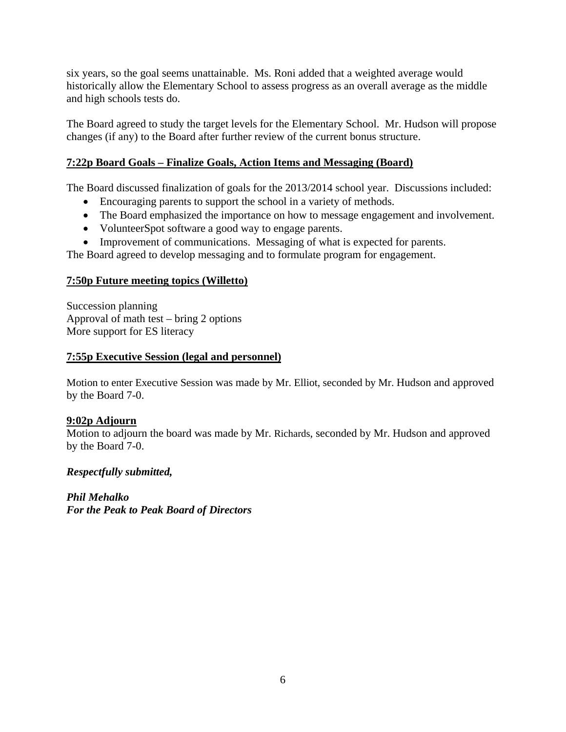six years, so the goal seems unattainable. Ms. Roni added that a weighted average would historically allow the Elementary School to assess progress as an overall average as the middle and high schools tests do.

The Board agreed to study the target levels for the Elementary School. Mr. Hudson will propose changes (if any) to the Board after further review of the current bonus structure.

**7:22p Board Goals – Finalize Goals, Action Items and Messaging (Board)**

The Board discussed finalization of goals for the 2013/2014 school year. Discussions included:

- Encouraging parents to support the school in a variety of methods.
- The Board emphasized the importance on how to message engagement and involvement.
- VolunteerSpot software a good way to engage parents.
- Improvement of communications. Messaging of what is expected for parents.

The Board agreed to develop messaging and to formulate program for engagement.

**7:50p Future meeting topics (Willetto)**

Succession planning
Approval of math test – bring 2 options
More support for ES literacy

**7:55p Executive Session (legal and personnel)**

Motion to enter Executive Session was made by Mr. Elliot, seconded by Mr. Hudson and approved by the Board 7-0.

**9:02p Adjourn**
Motion to adjourn the board was made by Mr. Richards, seconded by Mr. Hudson and approved by the Board 7-0.

***Respectfully submitted,***

***Phil Mehalko***
***For the Peak to Peak Board of Directors***